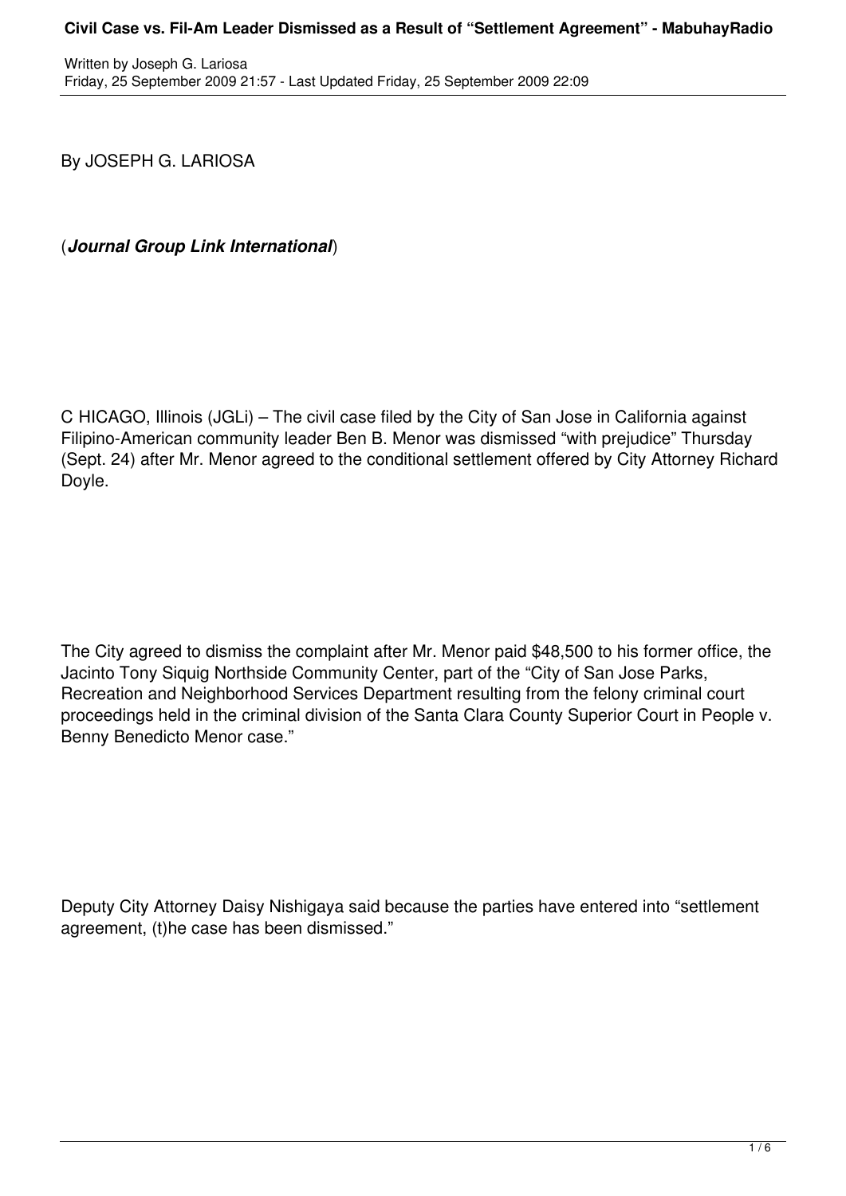By JOSEPH G. LARIOSA

(***Journal Group Link International***)

C HICAGO, Illinois (JGLi) – The civil case filed by the City of San Jose in California against Filipino-American community leader Ben B. Menor was dismissed "with prejudice" Thursday (Sept. 24) after Mr. Menor agreed to the conditional settlement offered by City Attorney Richard Doyle.

The City agreed to dismiss the complaint after Mr. Menor paid $48,500 to his former office, the Jacinto Tony Siquig Northside Community Center, part of the "City of San Jose Parks, Recreation and Neighborhood Services Department resulting from the felony criminal court proceedings held in the criminal division of the Santa Clara County Superior Court in People v. Benny Benedicto Menor case."

Deputy City Attorney Daisy Nishigaya said because the parties have entered into "settlement agreement, (t)he case has been dismissed."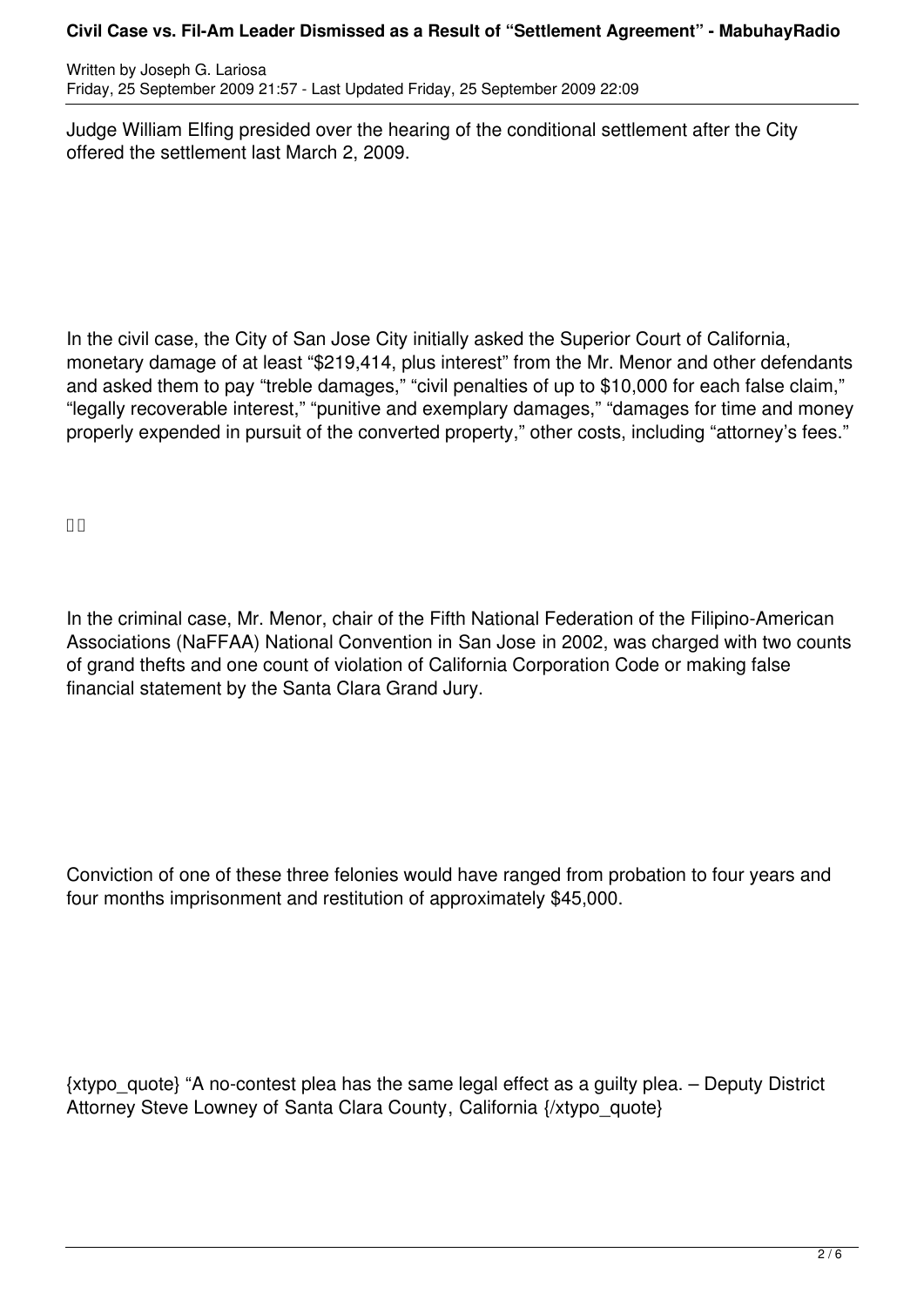Judge William Elfing presided over the hearing of the conditional settlement after the City offered the settlement last March 2, 2009.

In the civil case, the City of San Jose City initially asked the Superior Court of California, monetary damage of at least "$219,414, plus interest" from the Mr. Menor and other defendants and asked them to pay "treble damages," "civil penalties of up to $10,000 for each false claim," "legally recoverable interest," "punitive and exemplary damages," "damages for time and money properly expended in pursuit of the converted property," other costs, including "attorney's fees."

In the criminal case, Mr. Menor, chair of the Fifth National Federation of the Filipino-American Associations (NaFFAA) National Convention in San Jose in 2002, was charged with two counts of grand thefts and one count of violation of California Corporation Code or making false financial statement by the Santa Clara Grand Jury.

Conviction of one of these three felonies would have ranged from probation to four years and four months imprisonment and restitution of approximately $45,000.

{xtypo_quote} "A no-contest plea has the same legal effect as a guilty plea. – Deputy District Attorney Steve Lowney of Santa Clara County, California {/xtypo_quote}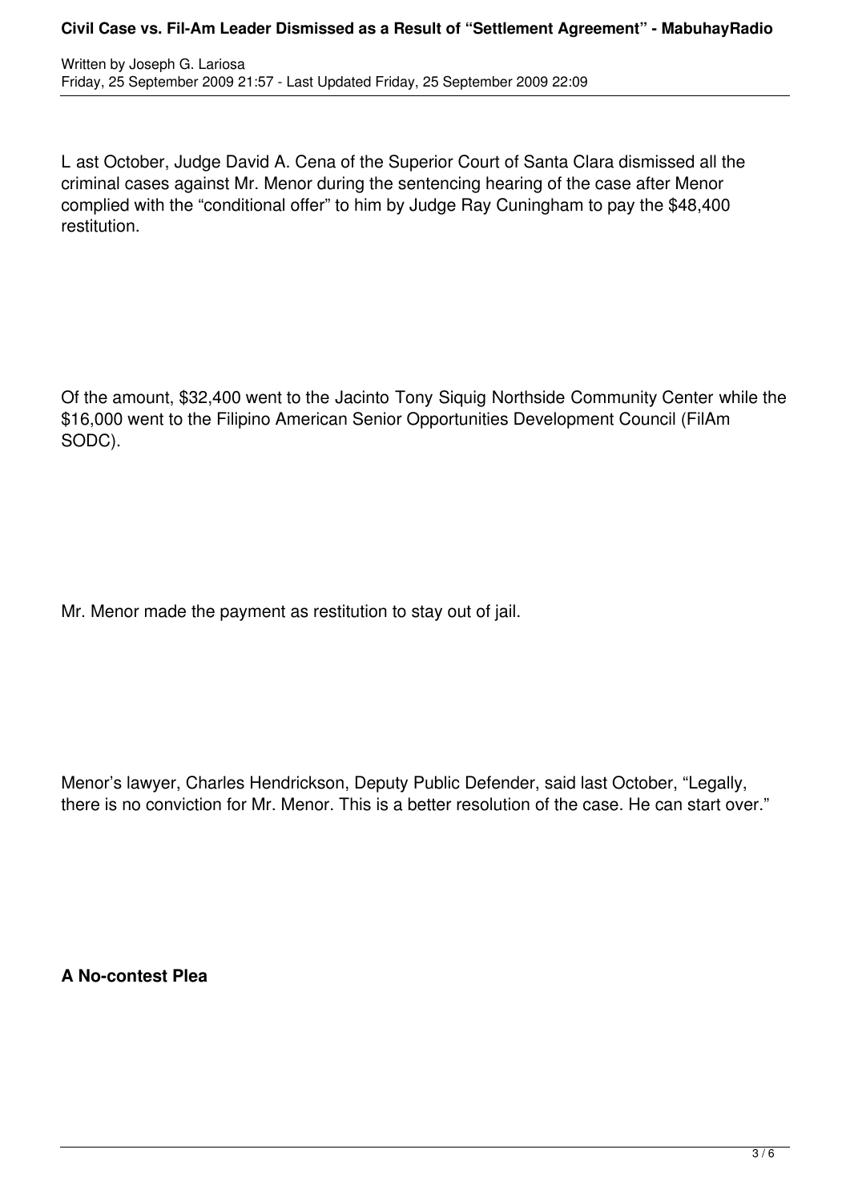Last October, Judge David A. Cena of the Superior Court of Santa Clara dismissed all the criminal cases against Mr. Menor during the sentencing hearing of the case after Menor complied with the "conditional offer" to him by Judge Ray Cuningham to pay the $48,400 restitution.

Of the amount, $32,400 went to the Jacinto Tony Siquig Northside Community Center while the $16,000 went to the Filipino American Senior Opportunities Development Council (FilAm SODC).

Mr. Menor made the payment as restitution to stay out of jail.

Menor's lawyer, Charles Hendrickson, Deputy Public Defender, said last October, "Legally, there is no conviction for Mr. Menor. This is a better resolution of the case. He can start over."

**A No-contest Plea**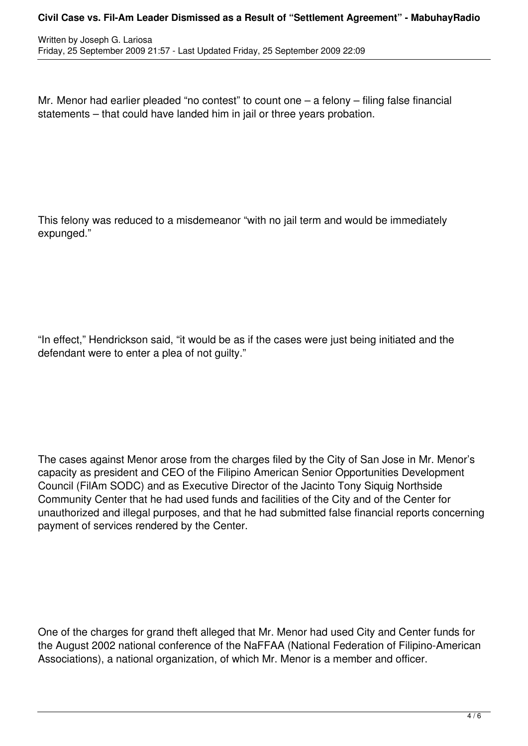Mr. Menor had earlier pleaded "no contest" to count one – a felony – filing false financial statements – that could have landed him in jail or three years probation.

This felony was reduced to a misdemeanor "with no jail term and would be immediately expunged."

"In effect," Hendrickson said, "it would be as if the cases were just being initiated and the defendant were to enter a plea of not guilty."

The cases against Menor arose from the charges filed by the City of San Jose in Mr. Menor's capacity as president and CEO of the Filipino American Senior Opportunities Development Council (FilAm SODC) and as Executive Director of the Jacinto Tony Siquig Northside Community Center that he had used funds and facilities of the City and of the Center for unauthorized and illegal purposes, and that he had submitted false financial reports concerning payment of services rendered by the Center.

One of the charges for grand theft alleged that Mr. Menor had used City and Center funds for the August 2002 national conference of the NaFFAA (National Federation of Filipino-American Associations), a national organization, of which Mr. Menor is a member and officer.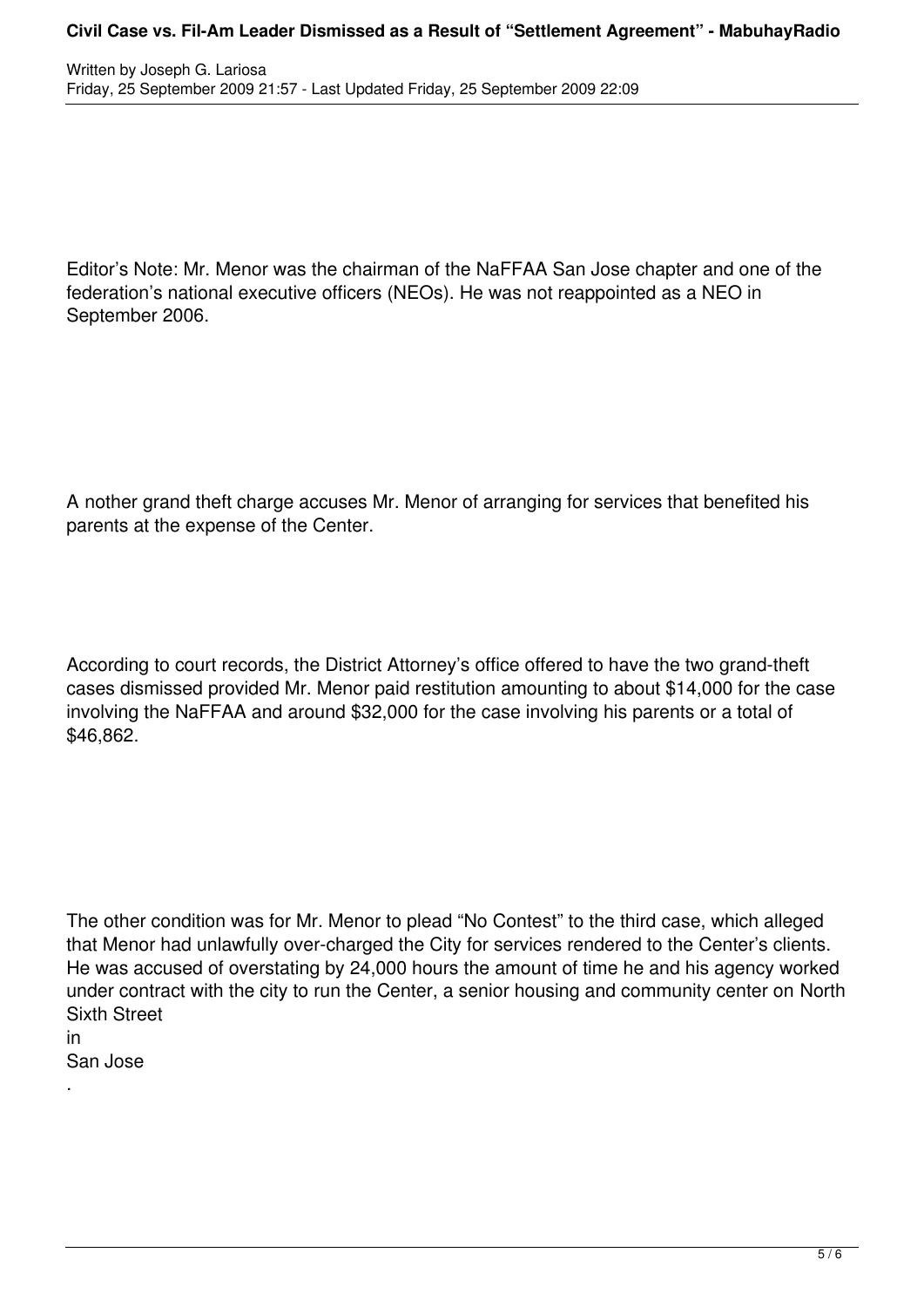Editor's Note: Mr. Menor was the chairman of the NaFFAA San Jose chapter and one of the federation's national executive officers (NEOs). He was not reappointed as a NEO in September 2006.

A nother grand theft charge accuses Mr. Menor of arranging for services that benefited his parents at the expense of the Center.

According to court records, the District Attorney's office offered to have the two grand-theft cases dismissed provided Mr. Menor paid restitution amounting to about $14,000 for the case involving the NaFFAA and around $32,000 for the case involving his parents or a total of $46,862.

The other condition was for Mr. Menor to plead "No Contest" to the third case, which alleged that Menor had unlawfully over-charged the City for services rendered to the Center's clients. He was accused of overstating by 24,000 hours the amount of time he and his agency worked under contract with the city to run the Center, a senior housing and community center on North Sixth Street in San Jose.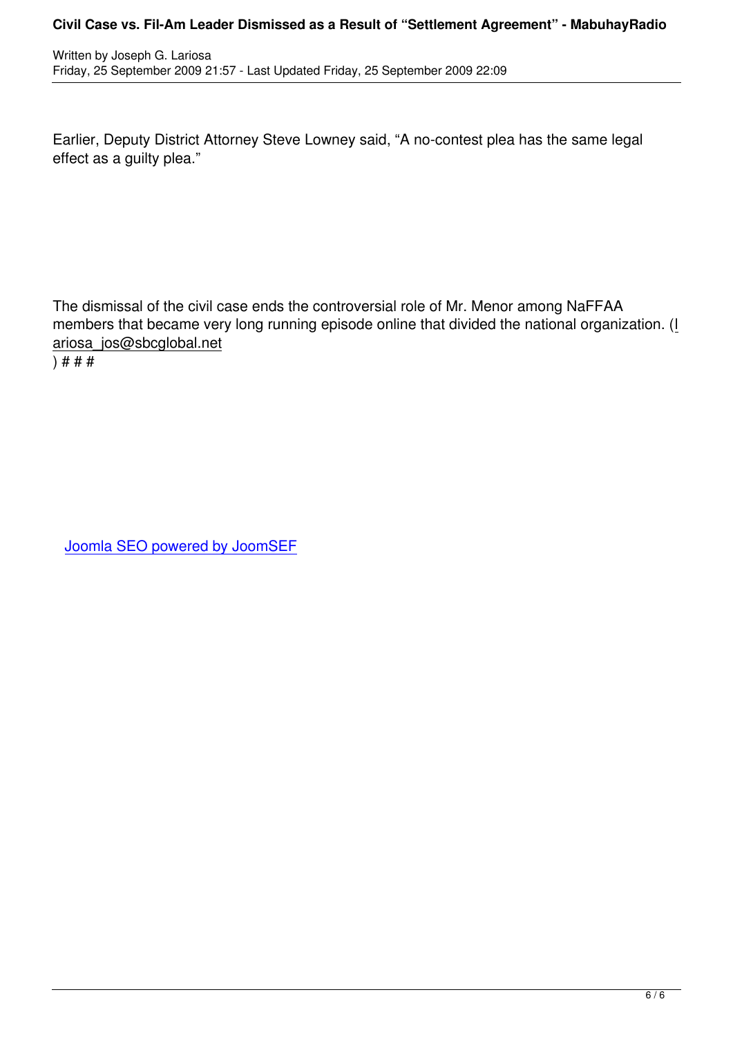Earlier, Deputy District Attorney Steve Lowney said, “A no-contest plea has the same legal effect as a guilty plea.”

The dismissal of the civil case ends the controversial role of Mr. Menor among NaFFAA members that became very long running episode online that divided the national organization. (lariosa_jos@sbcglobal.net) # # #

Joomla SEO powered by JoomSEF